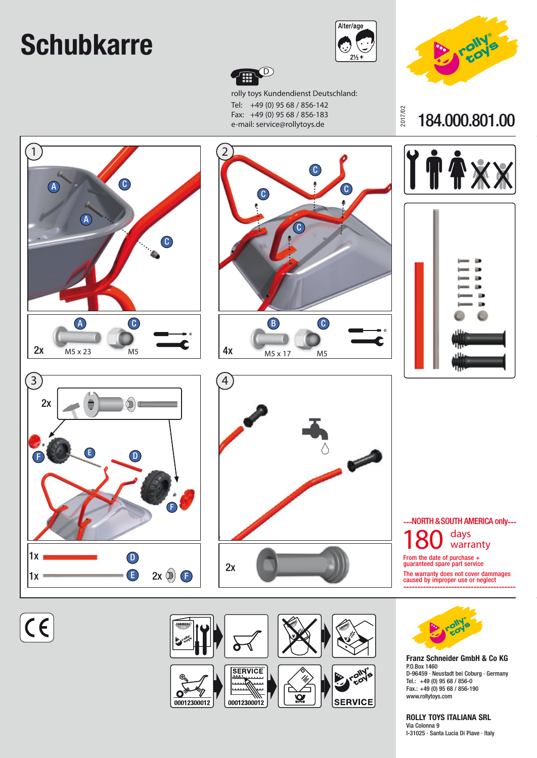# Schubkarre

Alter/age 2½ +

D

rolly toys Kundendienst Deutschland:
Tel: +49 (0) 95 68 / 856-142
Fax: +49 (0) 95 68 / 856-183
e-mail: service@rollytoys.de

rolly toys

2017/02

**184.000.801.00**

1

A C A C

2x A C M5 x 23 M5

2

C C C C

4x B C M5 x 17 M5

3

2x

F E D F

1x D
1x E 2x F

4

2x

---NORTH & SOUTH AMERICA only---

180 days warranty

From the date of purchase + guaranteed spare part service

The warranty does not cover dammages caused by improper use or neglect

CE

00012300012 SERVICE 00012300012 SERVICE

**Franz Schneider GmbH & Co KG**
P.O.Box 1460
D-96459 · Neustadt bei Coburg · Germany
Tel.: +49 (0) 95 68 / 856-0
Fax.: +49 (0) 95 68 / 856-190
www.rollytoys.com

**ROLLY TOYS ITALIANA SRL**
Via Colonna 9
I-31025 · Santa Lucia Di Piave · Italy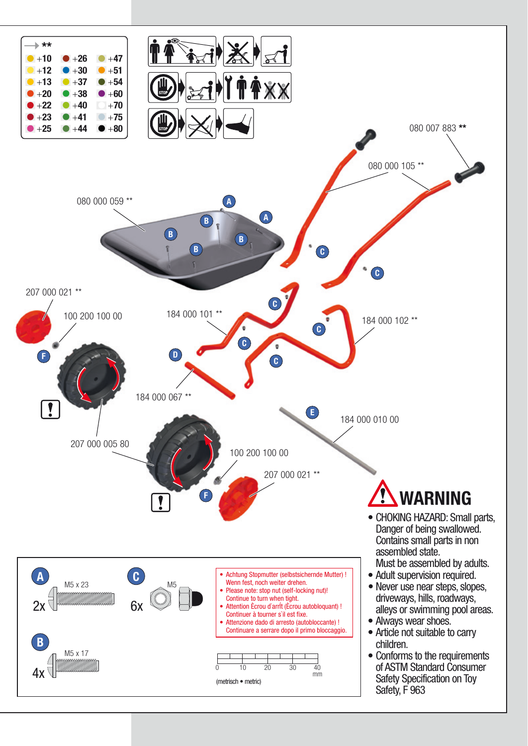→ **

| | | |
|---|---|---|
| +10 | +26 | +47 |
| +12 | +30 | +51 |
| +13 | +37 | +54 |
| +20 | +38 | +60 |
| +22 | +40 | +70 |
| +23 | +41 | +75 |
| +25 | +44 | +80 |

080 007 883 **

080 000 105 **

080 000 059 **

A A B B B B

C C

207 000 021 **

100 200 100 00

184 000 101 **

C C C C

184 000 102 **

F

D

184 000 067 **

207 000 005 80

E

184 000 010 00

100 200 100 00

207 000 021 **

F

# WARNING

- CHOKING HAZARD: Small parts, Danger of being swallowed. Contains small parts in non assembled state. Must be assembled by adults.
- Adult supervision required.
- Never use near steps, slopes, driveways, hills, roadways, alleys or swimming pool areas.
- Always wear shoes.
- Article not suitable to carry children.
- Conforms to the requirements of ASTM Standard Consumer Safety Specification on Toy Safety, F 963

A 2x M5 x 23

B 4x M5 x 17

C 6x M5

- Achtung Stopmutter (selbstsichernde Mutter) ! Wenn fest, noch weiter drehen.
- Please note: stop nut (self-locking nut)! Continue to turn when tight.
- Attention Écrou d´arrÍt (Écrou autobloquant) ! Continuer à tourner s´il est fixe.
- Attenzione dado di arresto (autobloccante) ! Continuare a serrare dopo il primo bloccaggio.

0 10 20 30 40 mm

(metrisch • metric)